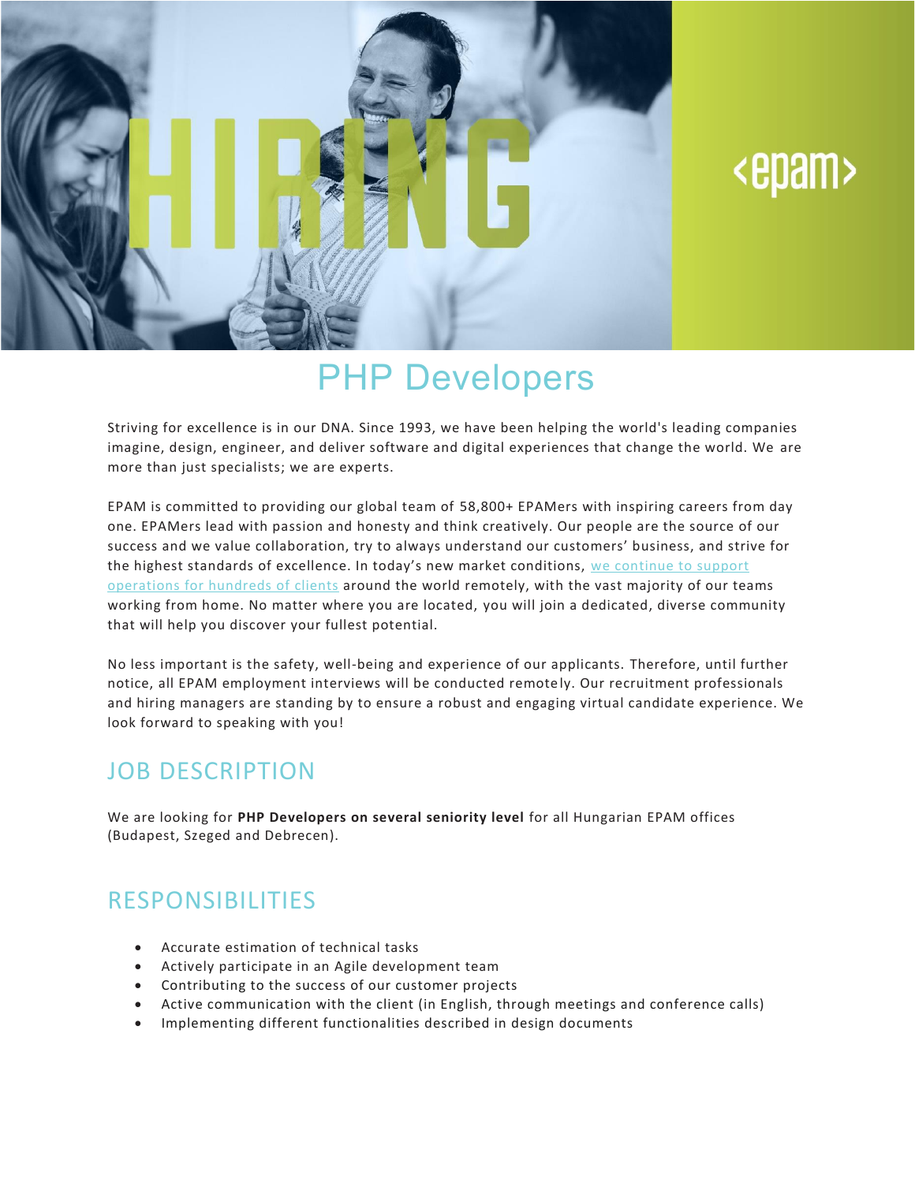# PHP Developers

Striving for excellence is in our DNA. Since 1993, we have been helping the world's leading companies imagine, design, engineer, and deliver software and digital experiences that change the world. We are more than just specialists; we are experts.

EPAM is committed to providing our global team of 58,800+ EPAMers with inspiring careers from day one. EPAMers lead with passion and honesty and think creatively. Our people are the source of our success and we value collaboration, try to always understand our customers' business, and strive for the highest standards of excellence. In today's new market conditions, [we continue to support operations for hundreds of clients]() around the world remotely, with the vast majority of our teams working from home. No matter where you are located, you will join a dedicated, diverse community that will help you discover your fullest potential.

No less important is the safety, well-being and experience of our applicants. Therefore, until further notice, all EPAM employment interviews will be conducted remotely. Our recruitment professionals and hiring managers are standing by to ensure a robust and engaging virtual candidate experience. We look forward to speaking with you!

## JOB DESCRIPTION

We are looking for **PHP Developers on several seniority level** for all Hungarian EPAM offices (Budapest, Szeged and Debrecen).

## RESPONSIBILITIES

- Accurate estimation of technical tasks
- Actively participate in an Agile development team
- Contributing to the success of our customer projects
- Active communication with the client (in English, through meetings and conference calls)
- Implementing different functionalities described in design documents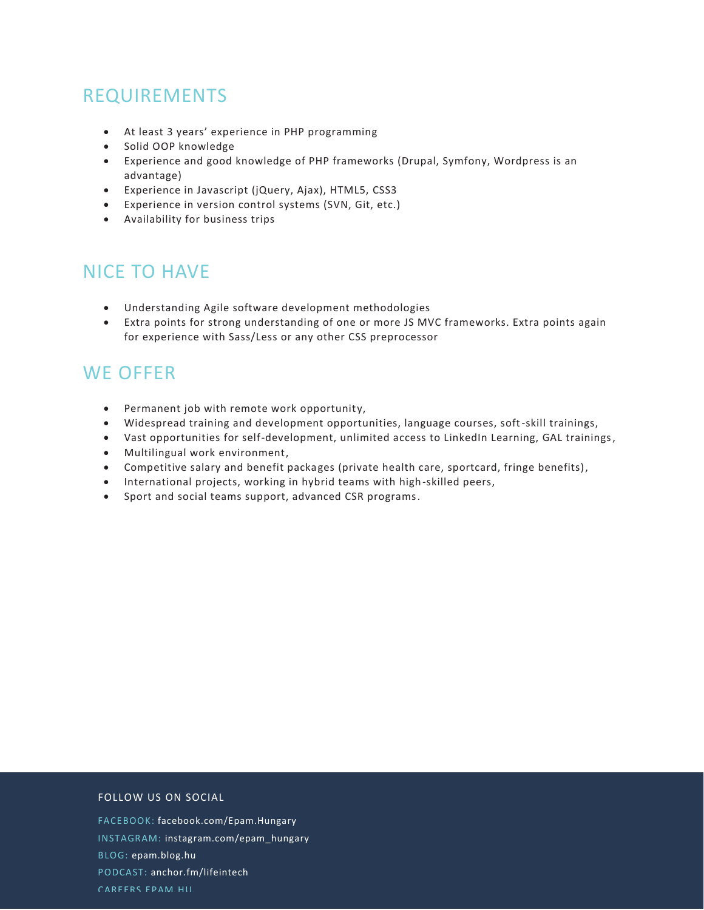## REQUIREMENTS

- At least 3 years' experience in PHP programming
- Solid OOP knowledge
- Experience and good knowledge of PHP frameworks (Drupal, Symfony, Wordpress is an advantage)
- Experience in Javascript (jQuery, Ajax), HTML5, CSS3
- Experience in version control systems (SVN, Git, etc.)
- Availability for business trips

## NICE TO HAVE

- Understanding Agile software development methodologies
- Extra points for strong understanding of one or more JS MVC frameworks. Extra points again for experience with Sass/Less or any other CSS preprocessor

## WE OFFER

- Permanent job with remote work opportunity,
- Widespread training and development opportunities, language courses, soft-skill trainings,
- Vast opportunities for self-development, unlimited access to LinkedIn Learning, GAL trainings,
- Multilingual work environment,
- Competitive salary and benefit packages (private health care, sportcard, fringe benefits),
- International projects, working in hybrid teams with high-skilled peers,
- Sport and social teams support, advanced CSR programs.

FOLLOW US ON SOCIAL

FACEBOOK: facebook.com/Epam.Hungary

INSTAGRAM: instagram.com/epam_hungary

BLOG: epam.blog.hu

PODCAST: anchor.fm/lifeintech

CAREERS.EPAM.HU